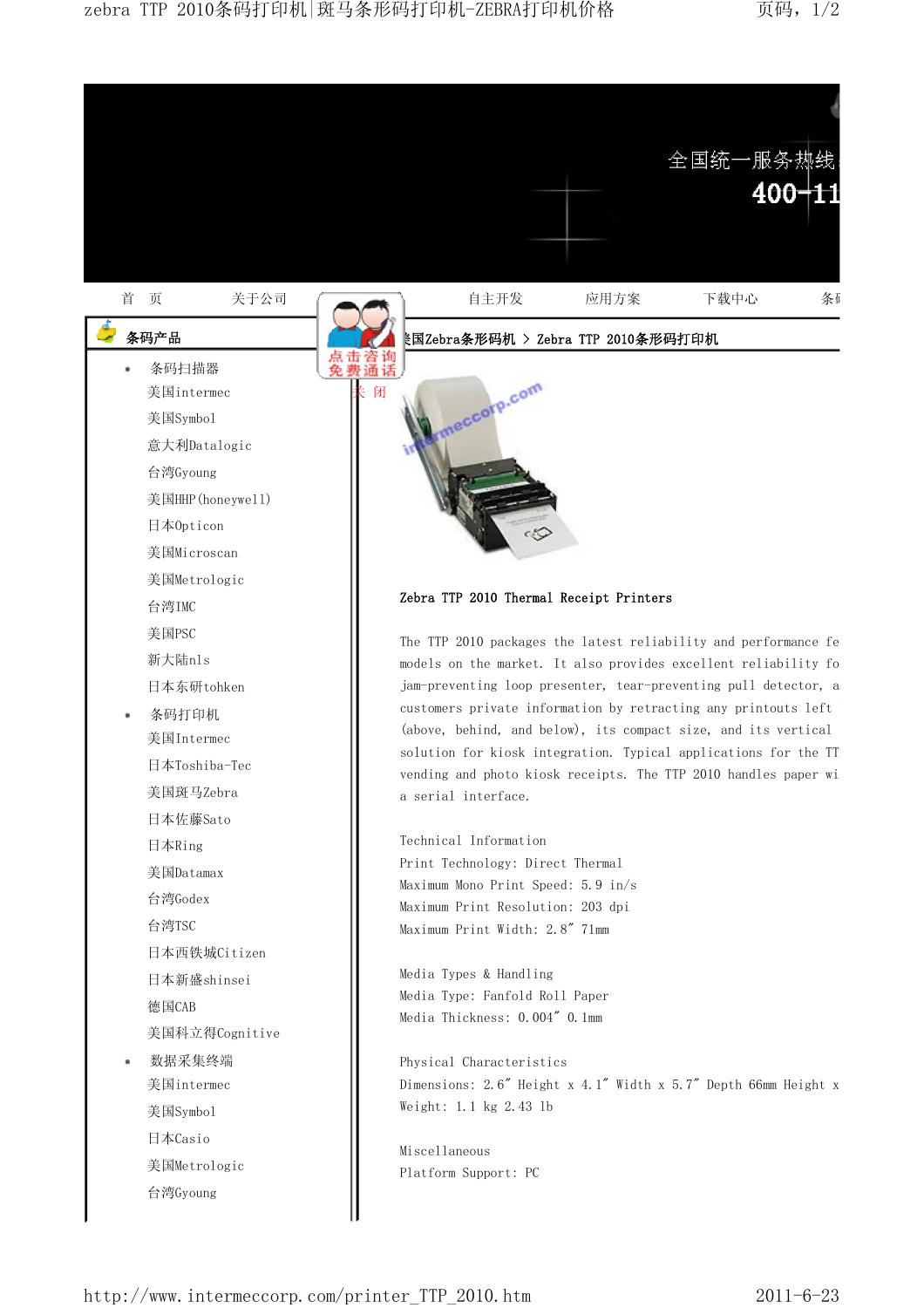全国统一服务热线

400-11

首 页　　关于公司　　自主开发　　应用方案　　下载中心　　条

点击咨询 免费通话 关 闭

## 条码产品

- 条码扫描器
  - 美国intermec
  - 美国Symbol
  - 意大利Datalogic
  - 台湾Gyoung
  - 美国HHP(honeywell)
  - 日本Opticon
  - 美国Microscan
  - 美国Metrologic
  - 台湾IMC
  - 美国PSC
  - 新大陆nls
  - 日本东研tohken
- 条码打印机
  - 美国Intermec
  - 日本Toshiba-Tec
  - 美国斑马Zebra
  - 日本佐藤Sato
  - 日本Ring
  - 美国Datamax
  - 台湾Godex
  - 台湾TSC
  - 日本西铁城Citizen
  - 日本新盛shinsei
  - 德国CAB
  - 美国科立得Cognitive
- 数据采集终端
  - 美国intermec
  - 美国Symbol
  - 日本Casio
  - 美国Metrologic
  - 台湾Gyoung

美国Zebra条形码机 > Zebra TTP 2010条形码打印机

**Zebra TTP 2010 Thermal Receipt Printers**

The TTP 2010 packages the latest reliability and performance fe models on the market. It also provides excellent reliability fo jam-preventing loop presenter, tear-preventing pull detector, a customers private information by retracting any printouts left (above, behind, and below), its compact size, and its vertical solution for kiosk integration. Typical applications for the TT vending and photo kiosk receipts. The TTP 2010 handles paper wi a serial interface.

Technical Information
Print Technology: Direct Thermal
Maximum Mono Print Speed: 5.9 in/s
Maximum Print Resolution: 203 dpi
Maximum Print Width: 2.8″ 71mm

Media Types & Handling
Media Type: Fanfold Roll Paper
Media Thickness: 0.004″ 0.1mm

Physical Characteristics
Dimensions: 2.6″ Height x 4.1″ Width x 5.7″ Depth 66mm Height x
Weight: 1.1 kg 2.43 lb

Miscellaneous
Platform Support: PC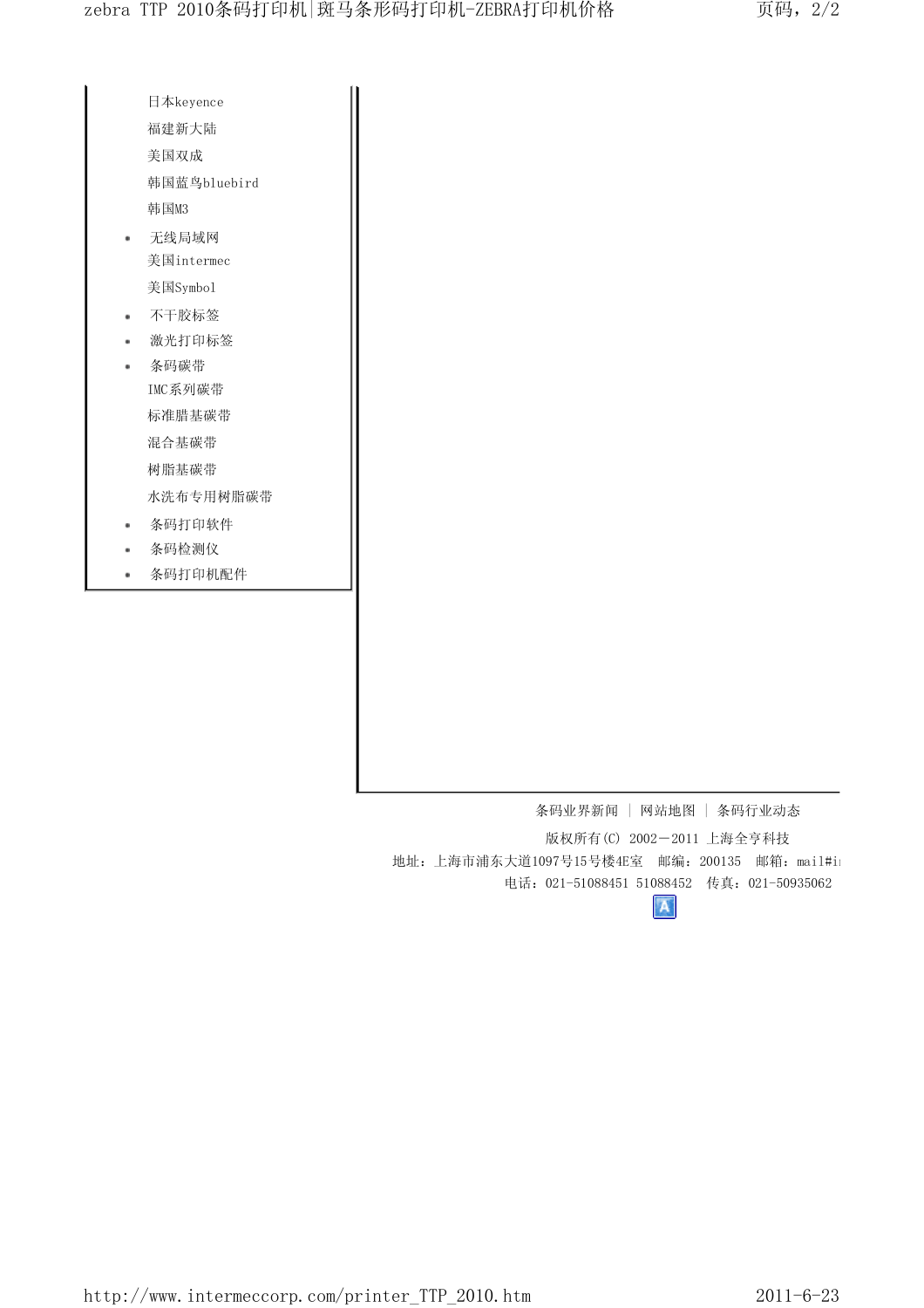日本keyence

福建新大陆

美国双成

韩国蓝鸟bluebird

韩国M3

- 无线局域网

美国intermec

美国Symbol

- 不干胶标签
- 激光打印标签
- 条码碳带

IMC系列碳带

标准腊基碳带

混合基碳带

树脂基碳带

水洗布专用树脂碳带

- 条码打印软件
- 条码检测仪
- 条码打印机配件

条码业界新闻 | 网站地图 | 条码行业动态

版权所有(C) 2002－2011 上海全亨科技

地址：上海市浦东大道1097号15号楼4E室　邮编：200135　邮箱：mail#i

电话：021-51088451 51088452　传真：021-50935062